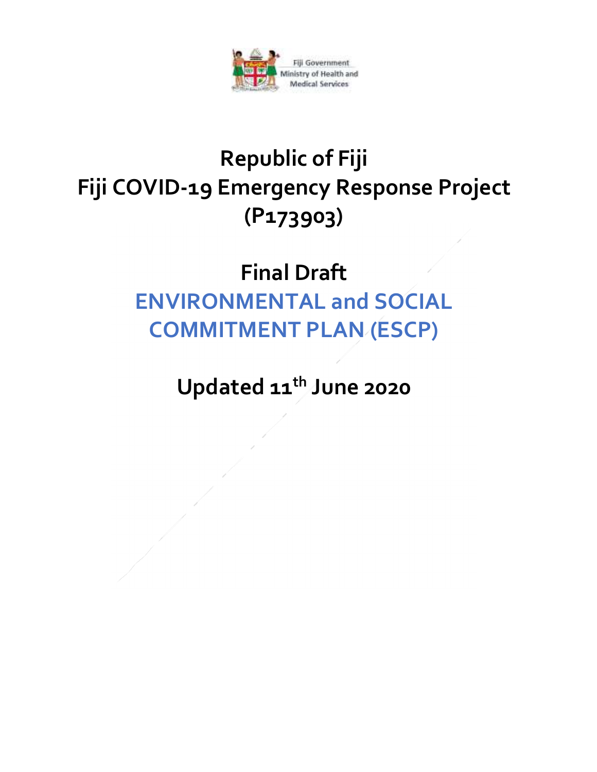Fiji Government
Ministry of Health and Medical Services

# Republic of Fiji
# Fiji COVID-19 Emergency Response Project (P173903)

## Final Draft
## ENVIRONMENTAL and SOCIAL COMMITMENT PLAN (ESCP)

## Updated 11th June 2020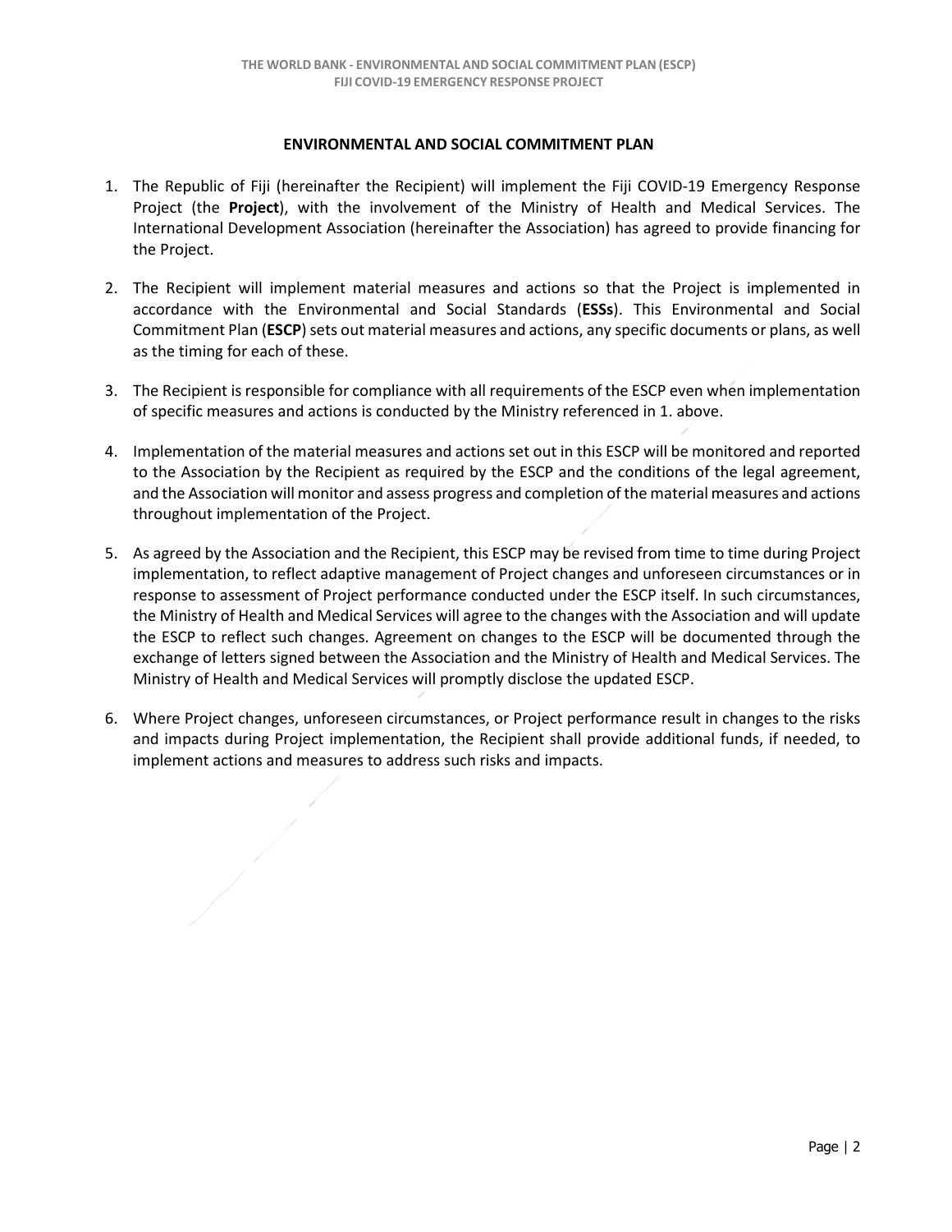## ENVIRONMENTAL AND SOCIAL COMMITMENT PLAN

1. The Republic of Fiji (hereinafter the Recipient) will implement the Fiji COVID-19 Emergency Response Project (the **Project**), with the involvement of the Ministry of Health and Medical Services. The International Development Association (hereinafter the Association) has agreed to provide financing for the Project.

2. The Recipient will implement material measures and actions so that the Project is implemented in accordance with the Environmental and Social Standards (**ESSs**). This Environmental and Social Commitment Plan (**ESCP**) sets out material measures and actions, any specific documents or plans, as well as the timing for each of these.

3. The Recipient is responsible for compliance with all requirements of the ESCP even when implementation of specific measures and actions is conducted by the Ministry referenced in 1. above.

4. Implementation of the material measures and actions set out in this ESCP will be monitored and reported to the Association by the Recipient as required by the ESCP and the conditions of the legal agreement, and the Association will monitor and assess progress and completion of the material measures and actions throughout implementation of the Project.

5. As agreed by the Association and the Recipient, this ESCP may be revised from time to time during Project implementation, to reflect adaptive management of Project changes and unforeseen circumstances or in response to assessment of Project performance conducted under the ESCP itself. In such circumstances, the Ministry of Health and Medical Services will agree to the changes with the Association and will update the ESCP to reflect such changes. Agreement on changes to the ESCP will be documented through the exchange of letters signed between the Association and the Ministry of Health and Medical Services. The Ministry of Health and Medical Services will promptly disclose the updated ESCP.

6. Where Project changes, unforeseen circumstances, or Project performance result in changes to the risks and impacts during Project implementation, the Recipient shall provide additional funds, if needed, to implement actions and measures to address such risks and impacts.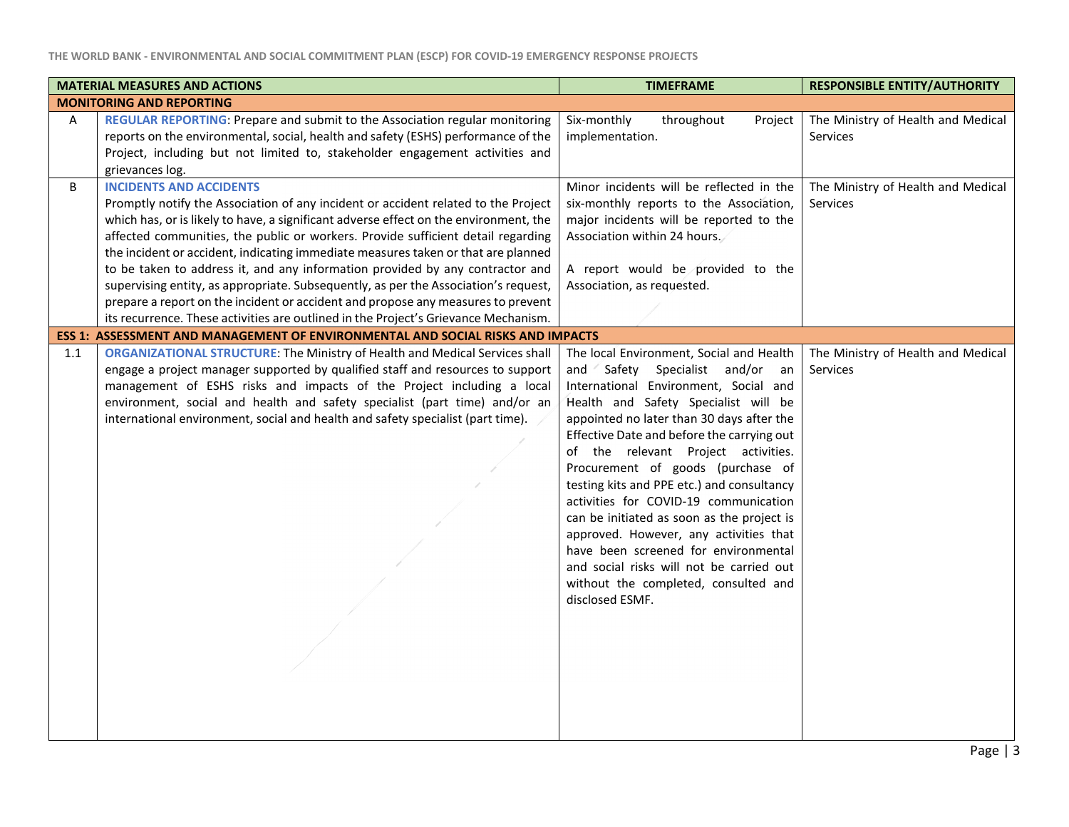| | MATERIAL MEASURES AND ACTIONS | TIMEFRAME | RESPONSIBLE ENTITY/AUTHORITY |
|---|---|---|---|
| **MONITORING AND REPORTING** | | | |
| A | **REGULAR REPORTING**: Prepare and submit to the Association regular monitoring reports on the environmental, social, health and safety (ESHS) performance of the Project, including but not limited to, stakeholder engagement activities and grievances log. | Six-monthly throughout Project implementation. | The Ministry of Health and Medical Services |
| B | **INCIDENTS AND ACCIDENTS** Promptly notify the Association of any incident or accident related to the Project which has, or is likely to have, a significant adverse effect on the environment, the affected communities, the public or workers. Provide sufficient detail regarding the incident or accident, indicating immediate measures taken or that are planned to be taken to address it, and any information provided by any contractor and supervising entity, as appropriate. Subsequently, as per the Association's request, prepare a report on the incident or accident and propose any measures to prevent its recurrence. These activities are outlined in the Project's Grievance Mechanism. | Minor incidents will be reflected in the six-monthly reports to the Association, major incidents will be reported to the Association within 24 hours.<br><br>A report would be provided to the Association, as requested. | The Ministry of Health and Medical Services |
| **ESS 1: ASSESSMENT AND MANAGEMENT OF ENVIRONMENTAL AND SOCIAL RISKS AND IMPACTS** | | | |
| 1.1 | **ORGANIZATIONAL STRUCTURE**: The Ministry of Health and Medical Services shall engage a project manager supported by qualified staff and resources to support management of ESHS risks and impacts of the Project including a local environment, social and health and safety specialist (part time) and/or an international environment, social and health and safety specialist (part time). | The local Environment, Social and Health and Safety Specialist and/or an International Environment, Social and Health and Safety Specialist will be appointed no later than 30 days after the Effective Date and before the carrying out of the relevant Project activities. Procurement of goods (purchase of testing kits and PPE etc.) and consultancy activities for COVID-19 communication can be initiated as soon as the project is approved. However, any activities that have been screened for environmental and social risks will not be carried out without the completed, consulted and disclosed ESMF. | The Ministry of Health and Medical Services |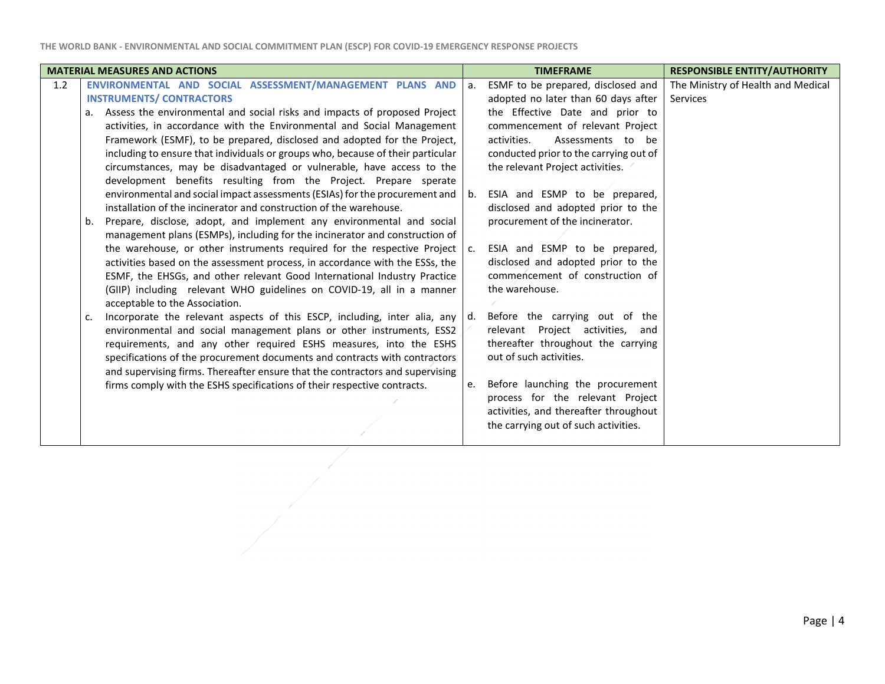| MATERIAL MEASURES AND ACTIONS | | TIMEFRAME | RESPONSIBLE ENTITY/AUTHORITY |
|---|---|---|---|
| 1.2 | **ENVIRONMENTAL AND SOCIAL ASSESSMENT/MANAGEMENT PLANS AND INSTRUMENTS/ CONTRACTORS**<br>a. Assess the environmental and social risks and impacts of proposed Project activities, in accordance with the Environmental and Social Management Framework (ESMF), to be prepared, disclosed and adopted for the Project, including to ensure that individuals or groups who, because of their particular circumstances, may be disadvantaged or vulnerable, have access to the development benefits resulting from the Project. Prepare sperate environmental and social impact assessments (ESIAs) for the procurement and installation of the incinerator and construction of the warehouse.<br>b. Prepare, disclose, adopt, and implement any environmental and social management plans (ESMPs), including for the incinerator and construction of the warehouse, or other instruments required for the respective Project activities based on the assessment process, in accordance with the ESSs, the ESMF, the EHSGs, and other relevant Good International Industry Practice (GIIP) including relevant WHO guidelines on COVID-19, all in a manner acceptable to the Association.<br>c. Incorporate the relevant aspects of this ESCP, including, inter alia, any environmental and social management plans or other instruments, ESS2 requirements, and any other required ESHS measures, into the ESHS specifications of the procurement documents and contracts with contractors and supervising firms. Thereafter ensure that the contractors and supervising firms comply with the ESHS specifications of their respective contracts. | a. ESMF to be prepared, disclosed and adopted no later than 60 days after the Effective Date and prior to commencement of relevant Project activities. Assessments to be conducted prior to the carrying out of the relevant Project activities.<br>b. ESIA and ESMP to be prepared, disclosed and adopted prior to the procurement of the incinerator.<br>c. ESIA and ESMP to be prepared, disclosed and adopted prior to the commencement of construction of the warehouse.<br>d. Before the carrying out of the relevant Project activities, and thereafter throughout the carrying out of such activities.<br>e. Before launching the procurement process for the relevant Project activities, and thereafter throughout the carrying out of such activities. | The Ministry of Health and Medical Services |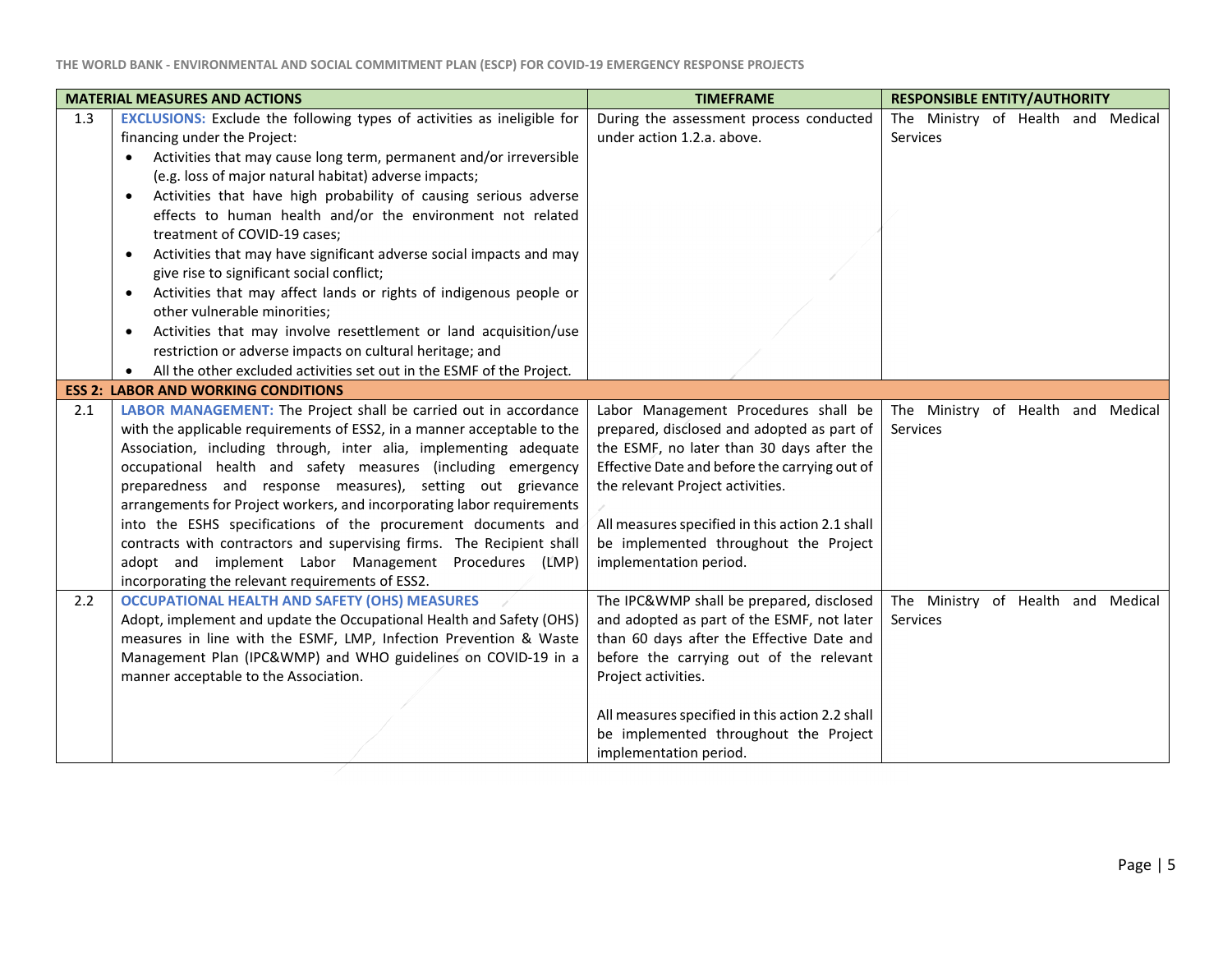| | MATERIAL MEASURES AND ACTIONS | TIMEFRAME | RESPONSIBLE ENTITY/AUTHORITY |
|---|---|---|---|
| 1.3 | **EXCLUSIONS:** Exclude the following types of activities as ineligible for financing under the Project:<br>• Activities that may cause long term, permanent and/or irreversible (e.g. loss of major natural habitat) adverse impacts;<br>• Activities that have high probability of causing serious adverse effects to human health and/or the environment not related treatment of COVID-19 cases;<br>• Activities that may have significant adverse social impacts and may give rise to significant social conflict;<br>• Activities that may affect lands or rights of indigenous people or other vulnerable minorities;<br>• Activities that may involve resettlement or land acquisition/use restriction or adverse impacts on cultural heritage; and<br>• All the other excluded activities set out in the ESMF of the Project. | During the assessment process conducted under action 1.2.a. above. | The Ministry of Health and Medical Services |
| **ESS 2: LABOR AND WORKING CONDITIONS** | | | |
| 2.1 | **LABOR MANAGEMENT:** The Project shall be carried out in accordance with the applicable requirements of ESS2, in a manner acceptable to the Association, including through, inter alia, implementing adequate occupational health and safety measures (including emergency preparedness and response measures), setting out grievance arrangements for Project workers, and incorporating labor requirements into the ESHS specifications of the procurement documents and contracts with contractors and supervising firms. The Recipient shall adopt and implement Labor Management Procedures (LMP) incorporating the relevant requirements of ESS2. | Labor Management Procedures shall be prepared, disclosed and adopted as part of the ESMF, no later than 30 days after the Effective Date and before the carrying out of the relevant Project activities.<br><br>All measures specified in this action 2.1 shall be implemented throughout the Project implementation period. | The Ministry of Health and Medical Services |
| 2.2 | **OCCUPATIONAL HEALTH AND SAFETY (OHS) MEASURES**<br>Adopt, implement and update the Occupational Health and Safety (OHS) measures in line with the ESMF, LMP, Infection Prevention & Waste Management Plan (IPC&WMP) and WHO guidelines on COVID-19 in a manner acceptable to the Association. | The IPC&WMP shall be prepared, disclosed and adopted as part of the ESMF, not later than 60 days after the Effective Date and before the carrying out of the relevant Project activities.<br><br>All measures specified in this action 2.2 shall be implemented throughout the Project implementation period. | The Ministry of Health and Medical Services |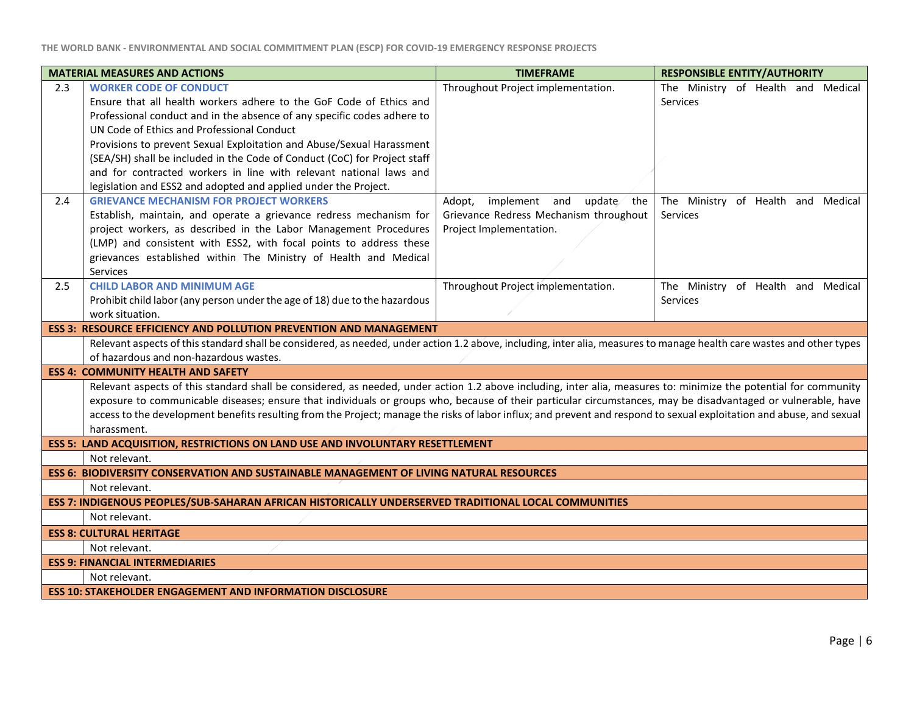| MATERIAL MEASURES AND ACTIONS | | TIMEFRAME | RESPONSIBLE ENTITY/AUTHORITY |
|---|---|---|---|
| 2.3 | **WORKER CODE OF CONDUCT** Ensure that all health workers adhere to the GoF Code of Ethics and Professional conduct and in the absence of any specific codes adhere to UN Code of Ethics and Professional Conduct Provisions to prevent Sexual Exploitation and Abuse/Sexual Harassment (SEA/SH) shall be included in the Code of Conduct (CoC) for Project staff and for contracted workers in line with relevant national laws and legislation and ESS2 and adopted and applied under the Project. | Throughout Project implementation. | The Ministry of Health and Medical Services |
| 2.4 | **GRIEVANCE MECHANISM FOR PROJECT WORKERS** Establish, maintain, and operate a grievance redress mechanism for project workers, as described in the Labor Management Procedures (LMP) and consistent with ESS2, with focal points to address these grievances established within The Ministry of Health and Medical Services | Adopt, implement and update the Grievance Redress Mechanism throughout Project Implementation. | The Ministry of Health and Medical Services |
| 2.5 | **CHILD LABOR AND MINIMUM AGE** Prohibit child labor (any person under the age of 18) due to the hazardous work situation. | Throughout Project implementation. | The Ministry of Health and Medical Services |
| **ESS 3: RESOURCE EFFICIENCY AND POLLUTION PREVENTION AND MANAGEMENT** | | | |
| | Relevant aspects of this standard shall be considered, as needed, under action 1.2 above, including, inter alia, measures to manage health care wastes and other types of hazardous and non-hazardous wastes. | | |
| **ESS 4: COMMUNITY HEALTH AND SAFETY** | | | |
| | Relevant aspects of this standard shall be considered, as needed, under action 1.2 above including, inter alia, measures to: minimize the potential for community exposure to communicable diseases; ensure that individuals or groups who, because of their particular circumstances, may be disadvantaged or vulnerable, have access to the development benefits resulting from the Project; manage the risks of labor influx; and prevent and respond to sexual exploitation and abuse, and sexual harassment. | | |
| **ESS 5: LAND ACQUISITION, RESTRICTIONS ON LAND USE AND INVOLUNTARY RESETTLEMENT** | | | |
| | Not relevant. | | |
| **ESS 6: BIODIVERSITY CONSERVATION AND SUSTAINABLE MANAGEMENT OF LIVING NATURAL RESOURCES** | | | |
| | Not relevant. | | |
| **ESS 7: INDIGENOUS PEOPLES/SUB-SAHARAN AFRICAN HISTORICALLY UNDERSERVED TRADITIONAL LOCAL COMMUNITIES** | | | |
| | Not relevant. | | |
| **ESS 8: CULTURAL HERITAGE** | | | |
| | Not relevant. | | |
| **ESS 9: FINANCIAL INTERMEDIARIES** | | | |
| | Not relevant. | | |
| **ESS 10: STAKEHOLDER ENGAGEMENT AND INFORMATION DISCLOSURE** | | | |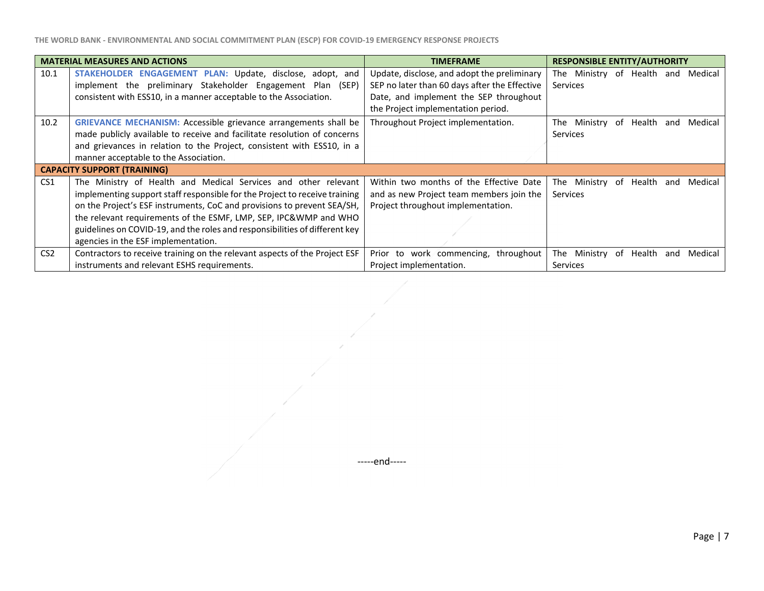| MATERIAL MEASURES AND ACTIONS | | TIMEFRAME | RESPONSIBLE ENTITY/AUTHORITY |
|---|---|---|---|
| 10.1 | **STAKEHOLDER ENGAGEMENT PLAN:** Update, disclose, adopt, and implement the preliminary Stakeholder Engagement Plan (SEP) consistent with ESS10, in a manner acceptable to the Association. | Update, disclose, and adopt the preliminary SEP no later than 60 days after the Effective Date, and implement the SEP throughout the Project implementation period. | The Ministry of Health and Medical Services |
| 10.2 | **GRIEVANCE MECHANISM:** Accessible grievance arrangements shall be made publicly available to receive and facilitate resolution of concerns and grievances in relation to the Project, consistent with ESS10, in a manner acceptable to the Association. | Throughout Project implementation. | The Ministry of Health and Medical Services |
| **CAPACITY SUPPORT (TRAINING)** | | | |
| CS1 | The Ministry of Health and Medical Services and other relevant implementing support staff responsible for the Project to receive training on the Project's ESF instruments, CoC and provisions to prevent SEA/SH, the relevant requirements of the ESMF, LMP, SEP, IPC&WMP and WHO guidelines on COVID-19, and the roles and responsibilities of different key agencies in the ESF implementation. | Within two months of the Effective Date and as new Project team members join the Project throughout implementation. | The Ministry of Health and Medical Services |
| CS2 | Contractors to receive training on the relevant aspects of the Project ESF instruments and relevant ESHS requirements. | Prior to work commencing, throughout Project implementation. | The Ministry of Health and Medical Services |

-----end-----